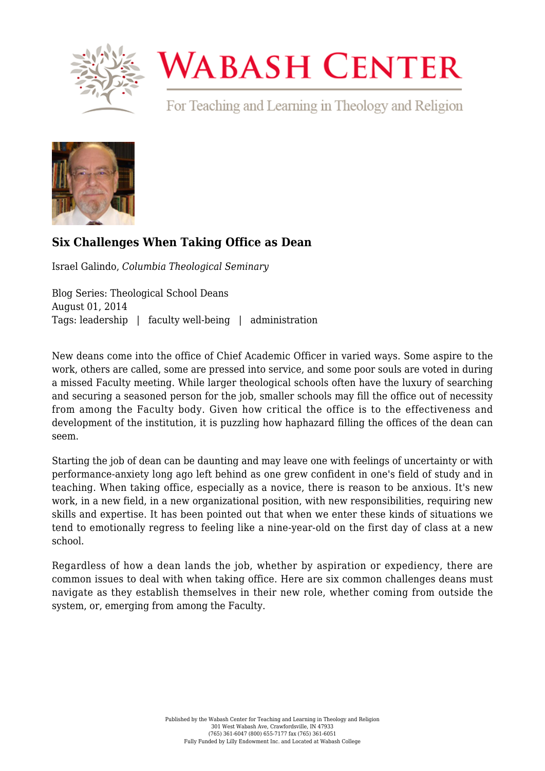# Six Challenges When Taking Office as Dean

Israel Galindo, *Columbia Theological Seminary*

Blog Series: Theological School Deans
August 01, 2014
Tags: leadership | faculty well-being | administration

New deans come into the office of Chief Academic Officer in varied ways. Some aspire to the work, others are called, some are pressed into service, and some poor souls are voted in during a missed Faculty meeting. While larger theological schools often have the luxury of searching and securing a seasoned person for the job, smaller schools may fill the office out of necessity from among the Faculty body. Given how critical the office is to the effectiveness and development of the institution, it is puzzling how haphazard filling the offices of the dean can seem.

Starting the job of dean can be daunting and may leave one with feelings of uncertainty or with performance-anxiety long ago left behind as one grew confident in one's field of study and in teaching. When taking office, especially as a novice, there is reason to be anxious. It's new work, in a new field, in a new organizational position, with new responsibilities, requiring new skills and expertise. It has been pointed out that when we enter these kinds of situations we tend to emotionally regress to feeling like a nine-year-old on the first day of class at a new school.

Regardless of how a dean lands the job, whether by aspiration or expediency, there are common issues to deal with when taking office. Here are six common challenges deans must navigate as they establish themselves in their new role, whether coming from outside the system, or, emerging from among the Faculty.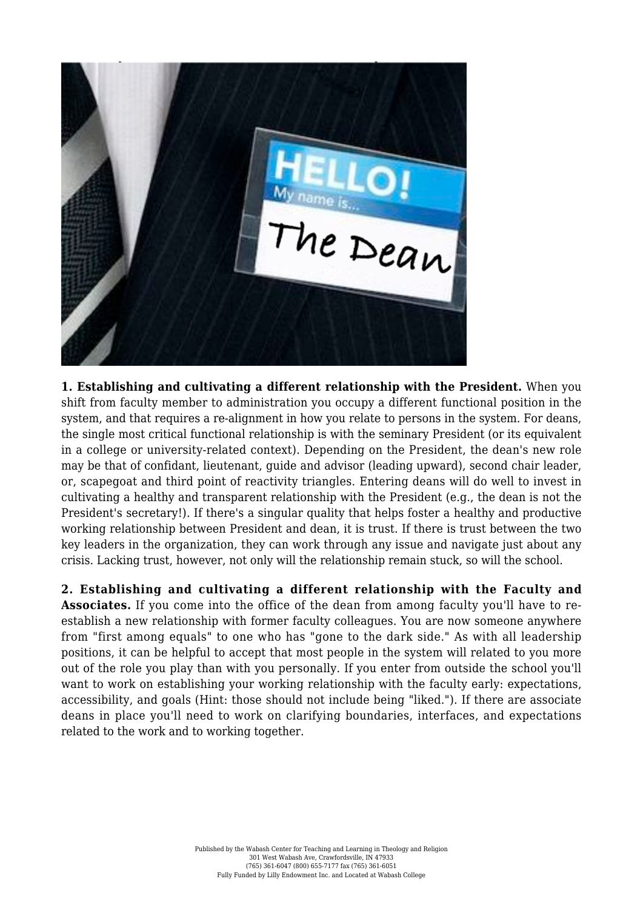**1. Establishing and cultivating a different relationship with the President.** When you shift from faculty member to administration you occupy a different functional position in the system, and that requires a re-alignment in how you relate to persons in the system. For deans, the single most critical functional relationship is with the seminary President (or its equivalent in a college or university-related context). Depending on the President, the dean's new role may be that of confidant, lieutenant, guide and advisor (leading upward), second chair leader, or, scapegoat and third point of reactivity triangles. Entering deans will do well to invest in cultivating a healthy and transparent relationship with the President (e.g., the dean is not the President's secretary!). If there's a singular quality that helps foster a healthy and productive working relationship between President and dean, it is trust. If there is trust between the two key leaders in the organization, they can work through any issue and navigate just about any crisis. Lacking trust, however, not only will the relationship remain stuck, so will the school.

**2. Establishing and cultivating a different relationship with the Faculty and Associates.** If you come into the office of the dean from among faculty you'll have to re-establish a new relationship with former faculty colleagues. You are now someone anywhere from "first among equals" to one who has "gone to the dark side." As with all leadership positions, it can be helpful to accept that most people in the system will related to you more out of the role you play than with you personally. If you enter from outside the school you'll want to work on establishing your working relationship with the faculty early: expectations, accessibility, and goals (Hint: those should not include being "liked."). If there are associate deans in place you'll need to work on clarifying boundaries, interfaces, and expectations related to the work and to working together.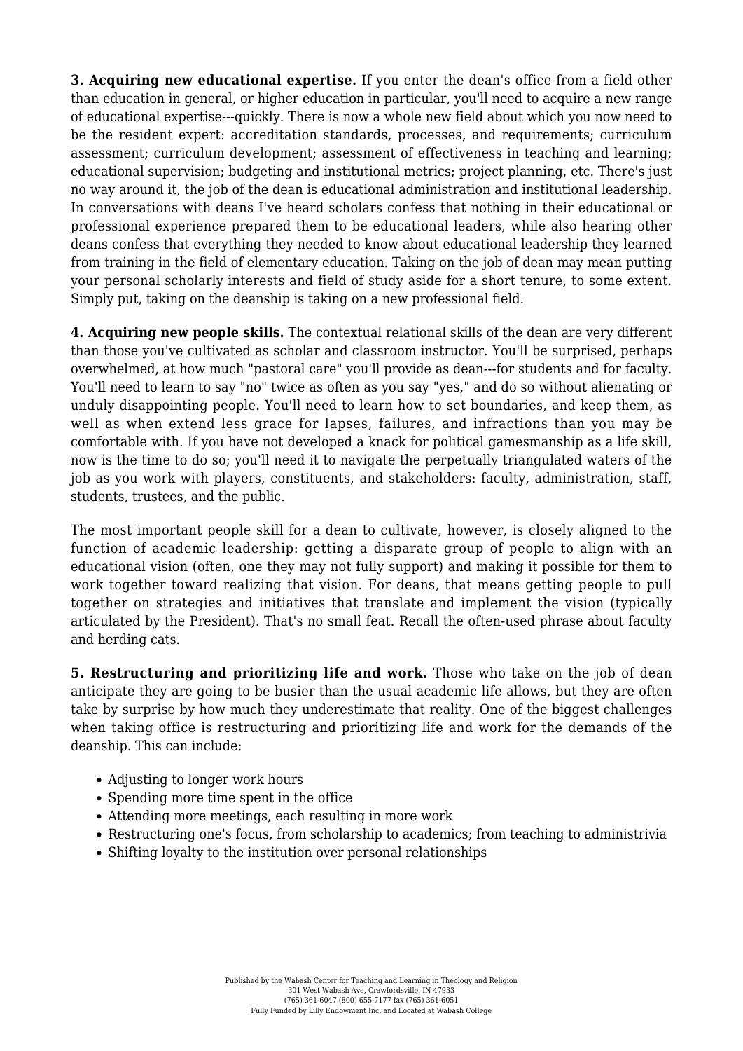**3. Acquiring new educational expertise.** If you enter the dean's office from a field other than education in general, or higher education in particular, you'll need to acquire a new range of educational expertise---quickly. There is now a whole new field about which you now need to be the resident expert: accreditation standards, processes, and requirements; curriculum assessment; curriculum development; assessment of effectiveness in teaching and learning; educational supervision; budgeting and institutional metrics; project planning, etc. There's just no way around it, the job of the dean is educational administration and institutional leadership. In conversations with deans I've heard scholars confess that nothing in their educational or professional experience prepared them to be educational leaders, while also hearing other deans confess that everything they needed to know about educational leadership they learned from training in the field of elementary education. Taking on the job of dean may mean putting your personal scholarly interests and field of study aside for a short tenure, to some extent. Simply put, taking on the deanship is taking on a new professional field.

**4. Acquiring new people skills.** The contextual relational skills of the dean are very different than those you've cultivated as scholar and classroom instructor. You'll be surprised, perhaps overwhelmed, at how much "pastoral care" you'll provide as dean---for students and for faculty. You'll need to learn to say "no" twice as often as you say "yes," and do so without alienating or unduly disappointing people. You'll need to learn how to set boundaries, and keep them, as well as when extend less grace for lapses, failures, and infractions than you may be comfortable with. If you have not developed a knack for political gamesmanship as a life skill, now is the time to do so; you'll need it to navigate the perpetually triangulated waters of the job as you work with players, constituents, and stakeholders: faculty, administration, staff, students, trustees, and the public.

The most important people skill for a dean to cultivate, however, is closely aligned to the function of academic leadership: getting a disparate group of people to align with an educational vision (often, one they may not fully support) and making it possible for them to work together toward realizing that vision. For deans, that means getting people to pull together on strategies and initiatives that translate and implement the vision (typically articulated by the President). That's no small feat. Recall the often-used phrase about faculty and herding cats.

**5. Restructuring and prioritizing life and work.** Those who take on the job of dean anticipate they are going to be busier than the usual academic life allows, but they are often take by surprise by how much they underestimate that reality. One of the biggest challenges when taking office is restructuring and prioritizing life and work for the demands of the deanship. This can include:

- Adjusting to longer work hours
- Spending more time spent in the office
- Attending more meetings, each resulting in more work
- Restructuring one's focus, from scholarship to academics; from teaching to administrivia
- Shifting loyalty to the institution over personal relationships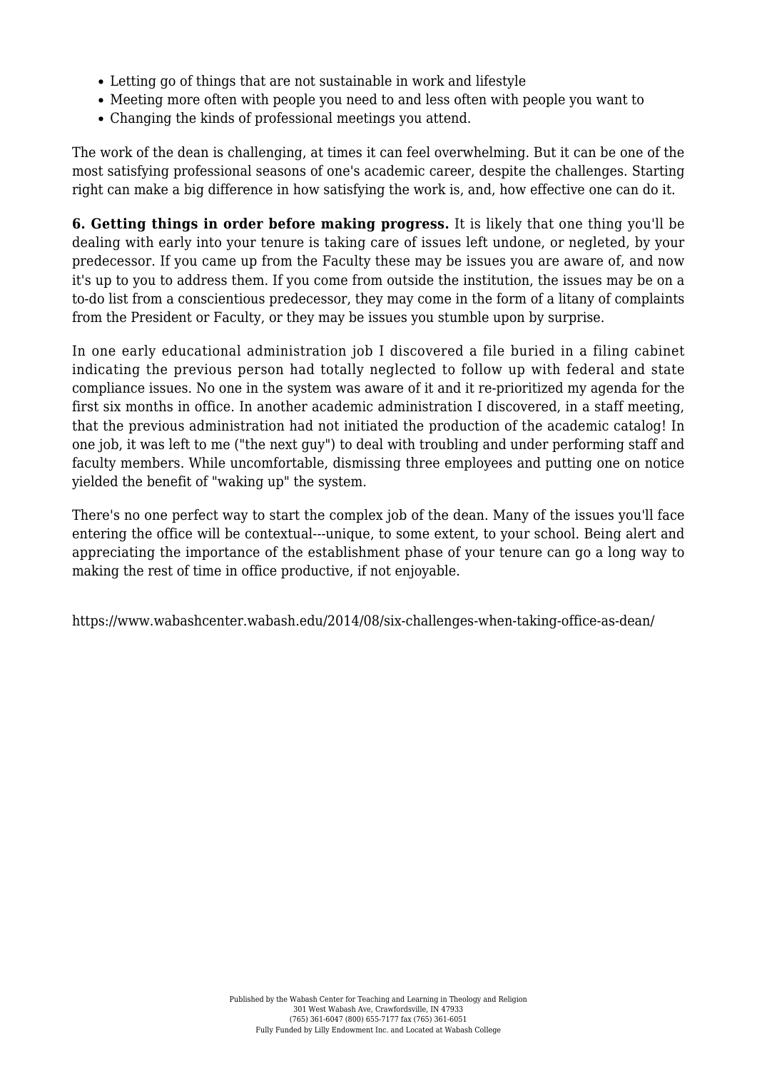- Letting go of things that are not sustainable in work and lifestyle
- Meeting more often with people you need to and less often with people you want to
- Changing the kinds of professional meetings you attend.

The work of the dean is challenging, at times it can feel overwhelming. But it can be one of the most satisfying professional seasons of one's academic career, despite the challenges. Starting right can make a big difference in how satisfying the work is, and, how effective one can do it.

**6. Getting things in order before making progress.** It is likely that one thing you'll be dealing with early into your tenure is taking care of issues left undone, or neglected, by your predecessor. If you came up from the Faculty these may be issues you are aware of, and now it's up to you to address them. If you come from outside the institution, the issues may be on a to-do list from a conscientious predecessor, they may come in the form of a litany of complaints from the President or Faculty, or they may be issues you stumble upon by surprise.

In one early educational administration job I discovered a file buried in a filing cabinet indicating the previous person had totally neglected to follow up with federal and state compliance issues. No one in the system was aware of it and it re-prioritized my agenda for the first six months in office. In another academic administration I discovered, in a staff meeting, that the previous administration had not initiated the production of the academic catalog! In one job, it was left to me ("the next guy") to deal with troubling and under performing staff and faculty members. While uncomfortable, dismissing three employees and putting one on notice yielded the benefit of "waking up" the system.

There's no one perfect way to start the complex job of the dean. Many of the issues you'll face entering the office will be contextual---unique, to some extent, to your school. Being alert and appreciating the importance of the establishment phase of your tenure can go a long way to making the rest of time in office productive, if not enjoyable.

https://www.wabashcenter.wabash.edu/2014/08/six-challenges-when-taking-office-as-dean/